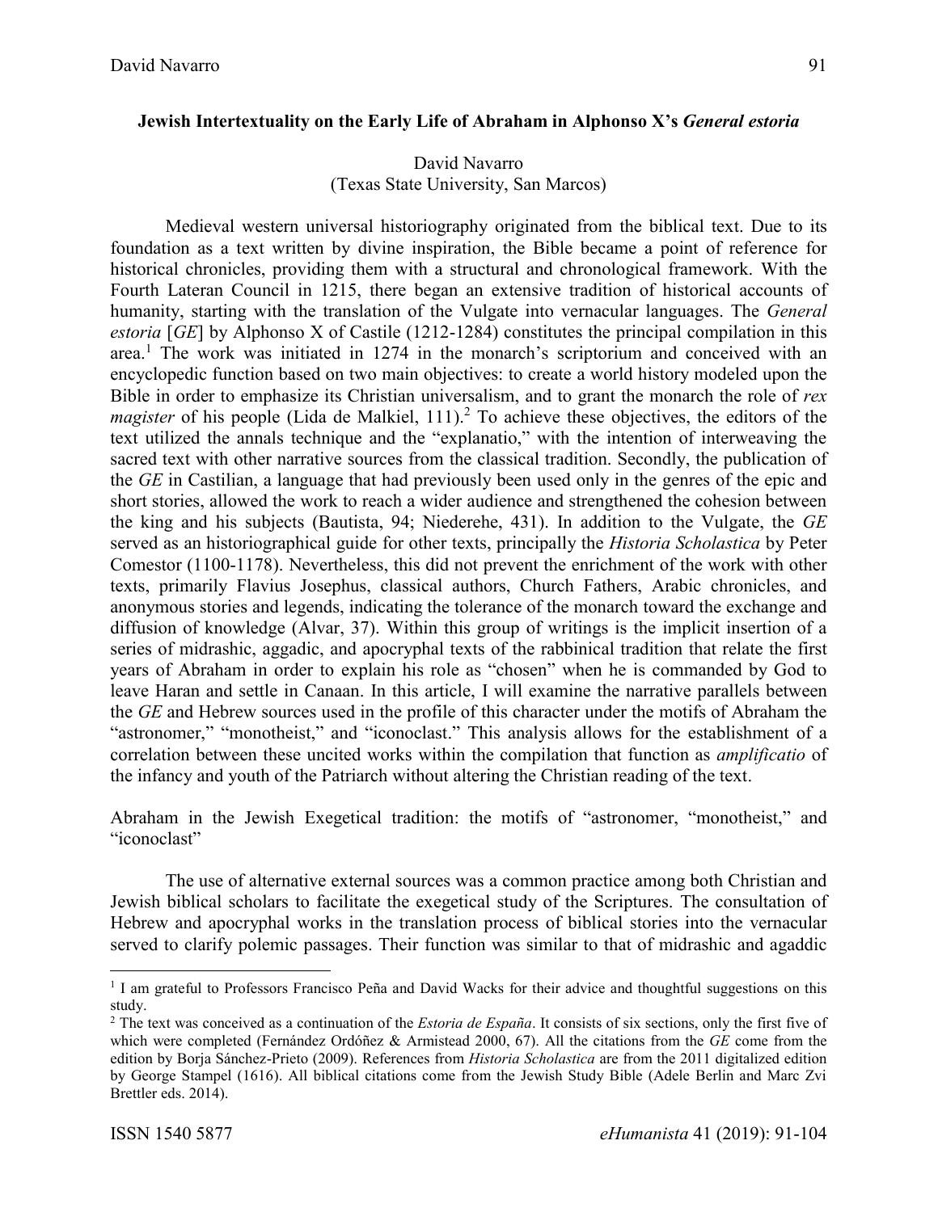## Jewish Intertextuality on the Early Life of Abraham in Alphonso X's *General estoria*

David Navarro
(Texas State University, San Marcos)

Medieval western universal historiography originated from the biblical text. Due to its foundation as a text written by divine inspiration, the Bible became a point of reference for historical chronicles, providing them with a structural and chronological framework. With the Fourth Lateran Council in 1215, there began an extensive tradition of historical accounts of humanity, starting with the translation of the Vulgate into vernacular languages. The *General estoria* [*GE*] by Alphonso X of Castile (1212-1284) constitutes the principal compilation in this area.[1] The work was initiated in 1274 in the monarch's scriptorium and conceived with an encyclopedic function based on two main objectives: to create a world history modeled upon the Bible in order to emphasize its Christian universalism, and to grant the monarch the role of *rex magister* of his people (Lida de Malkiel, 111).[2] To achieve these objectives, the editors of the text utilized the annals technique and the "explanatio," with the intention of interweaving the sacred text with other narrative sources from the classical tradition. Secondly, the publication of the *GE* in Castilian, a language that had previously been used only in the genres of the epic and short stories, allowed the work to reach a wider audience and strengthened the cohesion between the king and his subjects (Bautista, 94; Niederehe, 431). In addition to the Vulgate, the *GE* served as an historiographical guide for other texts, principally the *Historia Scholastica* by Peter Comestor (1100-1178). Nevertheless, this did not prevent the enrichment of the work with other texts, primarily Flavius Josephus, classical authors, Church Fathers, Arabic chronicles, and anonymous stories and legends, indicating the tolerance of the monarch toward the exchange and diffusion of knowledge (Alvar, 37). Within this group of writings is the implicit insertion of a series of midrashic, aggadic, and apocryphal texts of the rabbinical tradition that relate the first years of Abraham in order to explain his role as "chosen" when he is commanded by God to leave Haran and settle in Canaan. In this article, I will examine the narrative parallels between the *GE* and Hebrew sources used in the profile of this character under the motifs of Abraham the "astronomer," "monotheist," and "iconoclast." This analysis allows for the establishment of a correlation between these uncited works within the compilation that function as *amplificatio* of the infancy and youth of the Patriarch without altering the Christian reading of the text.

### Abraham in the Jewish Exegetical tradition: the motifs of "astronomer, "monotheist," and "iconoclast"

The use of alternative external sources was a common practice among both Christian and Jewish biblical scholars to facilitate the exegetical study of the Scriptures. The consultation of Hebrew and apocryphal works in the translation process of biblical stories into the vernacular served to clarify polemic passages. Their function was similar to that of midrashic and agaddic

---

[1] I am grateful to Professors Francisco Peña and David Wacks for their advice and thoughtful suggestions on this study.

[2] The text was conceived as a continuation of the *Estoria de España*. It consists of six sections, only the first five of which were completed (Fernández Ordóñez & Armistead 2000, 67). All the citations from the *GE* come from the edition by Borja Sánchez-Prieto (2009). References from *Historia Scholastica* are from the 2011 digitalized edition by George Stampel (1616). All biblical citations come from the Jewish Study Bible (Adele Berlin and Marc Zvi Brettler eds. 2014).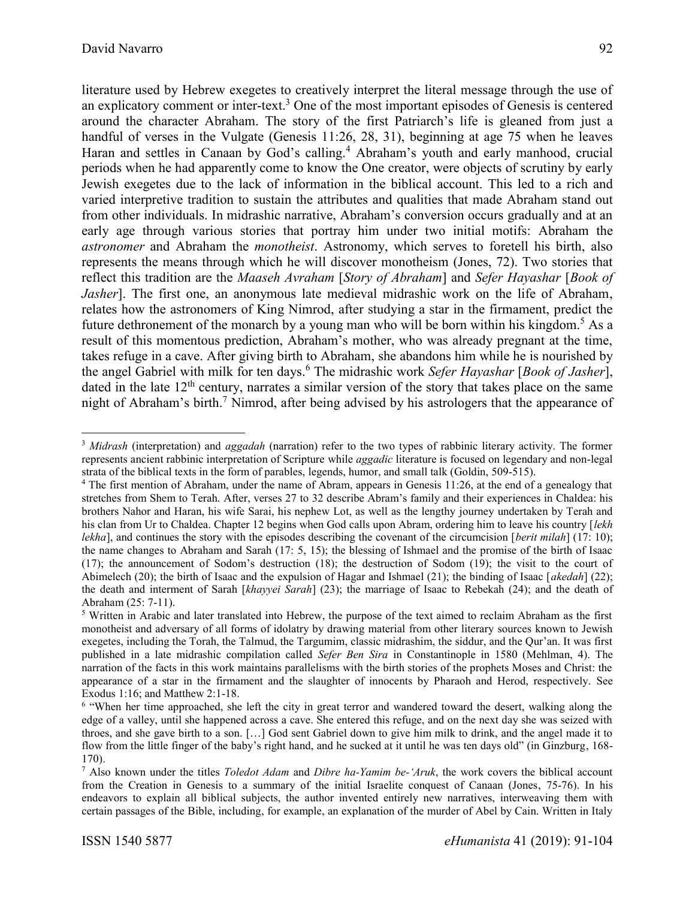literature used by Hebrew exegetes to creatively interpret the literal message through the use of an explicatory comment or inter-text.[3] One of the most important episodes of Genesis is centered around the character Abraham. The story of the first Patriarch's life is gleaned from just a handful of verses in the Vulgate (Genesis 11:26, 28, 31), beginning at age 75 when he leaves Haran and settles in Canaan by God's calling.[4] Abraham's youth and early manhood, crucial periods when he had apparently come to know the One creator, were objects of scrutiny by early Jewish exegetes due to the lack of information in the biblical account. This led to a rich and varied interpretive tradition to sustain the attributes and qualities that made Abraham stand out from other individuals. In midrashic narrative, Abraham's conversion occurs gradually and at an early age through various stories that portray him under two initial motifs: Abraham the *astronomer* and Abraham the *monotheist*. Astronomy, which serves to foretell his birth, also represents the means through which he will discover monotheism (Jones, 72). Two stories that reflect this tradition are the *Maaseh Avraham* [*Story of Abraham*] and *Sefer Hayashar* [*Book of Jasher*]. The first one, an anonymous late medieval midrashic work on the life of Abraham, relates how the astronomers of King Nimrod, after studying a star in the firmament, predict the future dethronement of the monarch by a young man who will be born within his kingdom.[5] As a result of this momentous prediction, Abraham's mother, who was already pregnant at the time, takes refuge in a cave. After giving birth to Abraham, she abandons him while he is nourished by the angel Gabriel with milk for ten days.[6] The midrashic work *Sefer Hayashar* [*Book of Jasher*], dated in the late 12th century, narrates a similar version of the story that takes place on the same night of Abraham's birth.[7] Nimrod, after being advised by his astrologers that the appearance of

---

[3] *Midrash* (interpretation) and *aggadah* (narration) refer to the two types of rabbinic literary activity. The former represents ancient rabbinic interpretation of Scripture while *aggadic* literature is focused on legendary and non-legal strata of the biblical texts in the form of parables, legends, humor, and small talk (Goldin, 509-515).

[4] The first mention of Abraham, under the name of Abram, appears in Genesis 11:26, at the end of a genealogy that stretches from Shem to Terah. After, verses 27 to 32 describe Abram's family and their experiences in Chaldea: his brothers Nahor and Haran, his wife Sarai, his nephew Lot, as well as the lengthy journey undertaken by Terah and his clan from Ur to Chaldea. Chapter 12 begins when God calls upon Abram, ordering him to leave his country [*lekh lekha*], and continues the story with the episodes describing the covenant of the circumcision [*berit milah*] (17: 10); the name changes to Abraham and Sarah (17: 5, 15); the blessing of Ishmael and the promise of the birth of Isaac (17); the announcement of Sodom's destruction (18); the destruction of Sodom (19); the visit to the court of Abimelech (20); the birth of Isaac and the expulsion of Hagar and Ishmael (21); the binding of Isaac [*akedah*] (22); the death and interment of Sarah [*khayyei Sarah*] (23); the marriage of Isaac to Rebekah (24); and the death of Abraham (25: 7-11).

[5] Written in Arabic and later translated into Hebrew, the purpose of the text aimed to reclaim Abraham as the first monotheist and adversary of all forms of idolatry by drawing material from other literary sources known to Jewish exegetes, including the Torah, the Talmud, the Targumim, classic midrashim, the siddur, and the Qur'an. It was first published in a late midrashic compilation called *Sefer Ben Sira* in Constantinople in 1580 (Mehlman, 4). The narration of the facts in this work maintains parallelisms with the birth stories of the prophets Moses and Christ: the appearance of a star in the firmament and the slaughter of innocents by Pharaoh and Herod, respectively. See Exodus 1:16; and Matthew 2:1-18.

[6] "When her time approached, she left the city in great terror and wandered toward the desert, walking along the edge of a valley, until she happened across a cave. She entered this refuge, and on the next day she was seized with throes, and she gave birth to a son. […] God sent Gabriel down to give him milk to drink, and the angel made it to flow from the little finger of the baby's right hand, and he sucked at it until he was ten days old" (in Ginzburg, 168-170).

[7] Also known under the titles *Toledot Adam* and *Dibre ha-Yamim be-'Aruk*, the work covers the biblical account from the Creation in Genesis to a summary of the initial Israelite conquest of Canaan (Jones, 75-76). In his endeavors to explain all biblical subjects, the author invented entirely new narratives, interweaving them with certain passages of the Bible, including, for example, an explanation of the murder of Abel by Cain. Written in Italy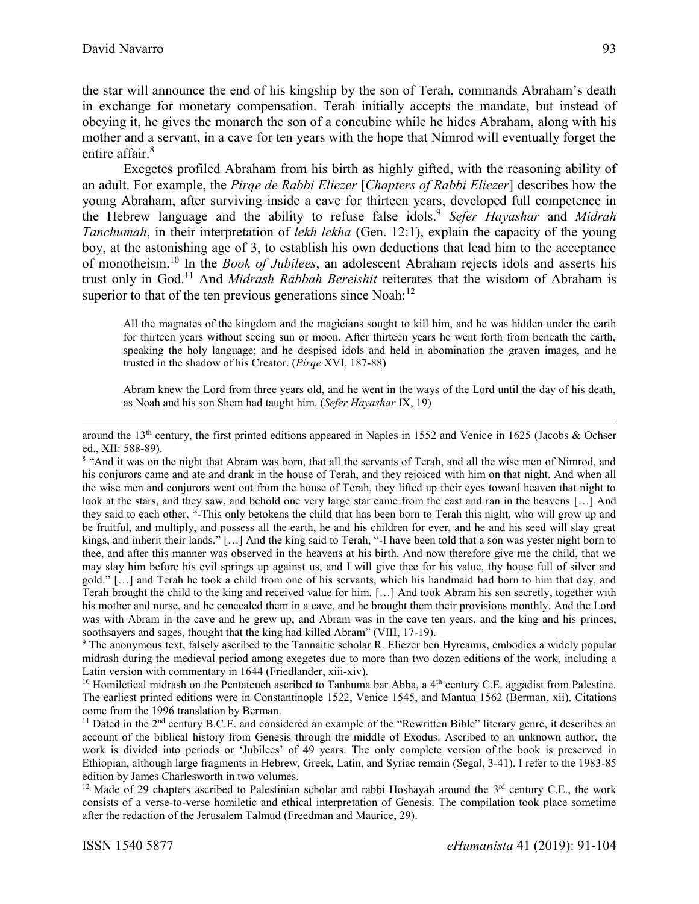the star will announce the end of his kingship by the son of Terah, commands Abraham's death in exchange for monetary compensation. Terah initially accepts the mandate, but instead of obeying it, he gives the monarch the son of a concubine while he hides Abraham, along with his mother and a servant, in a cave for ten years with the hope that Nimrod will eventually forget the entire affair.[8]

Exegetes profiled Abraham from his birth as highly gifted, with the reasoning ability of an adult. For example, the *Pirqe de Rabbi Eliezer* [*Chapters of Rabbi Eliezer*] describes how the young Abraham, after surviving inside a cave for thirteen years, developed full competence in the Hebrew language and the ability to refuse false idols.[9] *Sefer Hayashar* and *Midrah Tanchumah*, in their interpretation of *lekh lekha* (Gen. 12:1), explain the capacity of the young boy, at the astonishing age of 3, to establish his own deductions that lead him to the acceptance of monotheism.[10] In the *Book of Jubilees*, an adolescent Abraham rejects idols and asserts his trust only in God.[11] And *Midrash Rabbah Bereishit* reiterates that the wisdom of Abraham is superior to that of the ten previous generations since Noah:[12]

> All the magnates of the kingdom and the magicians sought to kill him, and he was hidden under the earth for thirteen years without seeing sun or moon. After thirteen years he went forth from beneath the earth, speaking the holy language; and he despised idols and held in abomination the graven images, and he trusted in the shadow of his Creator. (*Pirqe* XVI, 187-88)

> Abram knew the Lord from three years old, and he went in the ways of the Lord until the day of his death, as Noah and his son Shem had taught him. (*Sefer Hayashar* IX, 19)

---

around the 13th century, the first printed editions appeared in Naples in 1552 and Venice in 1625 (Jacobs & Ochser ed., XII: 588-89).

[8] "And it was on the night that Abram was born, that all the servants of Terah, and all the wise men of Nimrod, and his conjurors came and ate and drank in the house of Terah, and they rejoiced with him on that night. And when all the wise men and conjurors went out from the house of Terah, they lifted up their eyes toward heaven that night to look at the stars, and they saw, and behold one very large star came from the east and ran in the heavens […] And they said to each other, "-This only betokens the child that has been born to Terah this night, who will grow up and be fruitful, and multiply, and possess all the earth, he and his children for ever, and he and his seed will slay great kings, and inherit their lands." […] And the king said to Terah, "-I have been told that a son was yester night born to thee, and after this manner was observed in the heavens at his birth. And now therefore give me the child, that we may slay him before his evil springs up against us, and I will give thee for his value, thy house full of silver and gold." […] and Terah he took a child from one of his servants, which his handmaid had born to him that day, and Terah brought the child to the king and received value for him. […] And took Abram his son secretly, together with his mother and nurse, and he concealed them in a cave, and he brought them their provisions monthly. And the Lord was with Abram in the cave and he grew up, and Abram was in the cave ten years, and the king and his princes, soothsayers and sages, thought that the king had killed Abram" (VIII, 17-19).

[9] The anonymous text, falsely ascribed to the Tannaitic scholar R. Eliezer ben Hyrcanus, embodies a widely popular midrash during the medieval period among exegetes due to more than two dozen editions of the work, including a Latin version with commentary in 1644 (Friedlander, xiii-xiv).

[10] Homiletical midrash on the Pentateuch ascribed to Tanhuma bar Abba, a 4th century C.E. aggadist from Palestine. The earliest printed editions were in Constantinople 1522, Venice 1545, and Mantua 1562 (Berman, xii). Citations come from the 1996 translation by Berman.

[11] Dated in the 2nd century B.C.E. and considered an example of the "Rewritten Bible" literary genre, it describes an account of the biblical history from Genesis through the middle of Exodus. Ascribed to an unknown author, the work is divided into periods or 'Jubilees' of 49 years. The only complete version of the book is preserved in Ethiopian, although large fragments in Hebrew, Greek, Latin, and Syriac remain (Segal, 3-41). I refer to the 1983-85 edition by James Charlesworth in two volumes.

[12] Made of 29 chapters ascribed to Palestinian scholar and rabbi Hoshayah around the 3rd century C.E., the work consists of a verse-to-verse homiletic and ethical interpretation of Genesis. The compilation took place sometime after the redaction of the Jerusalem Talmud (Freedman and Maurice, 29).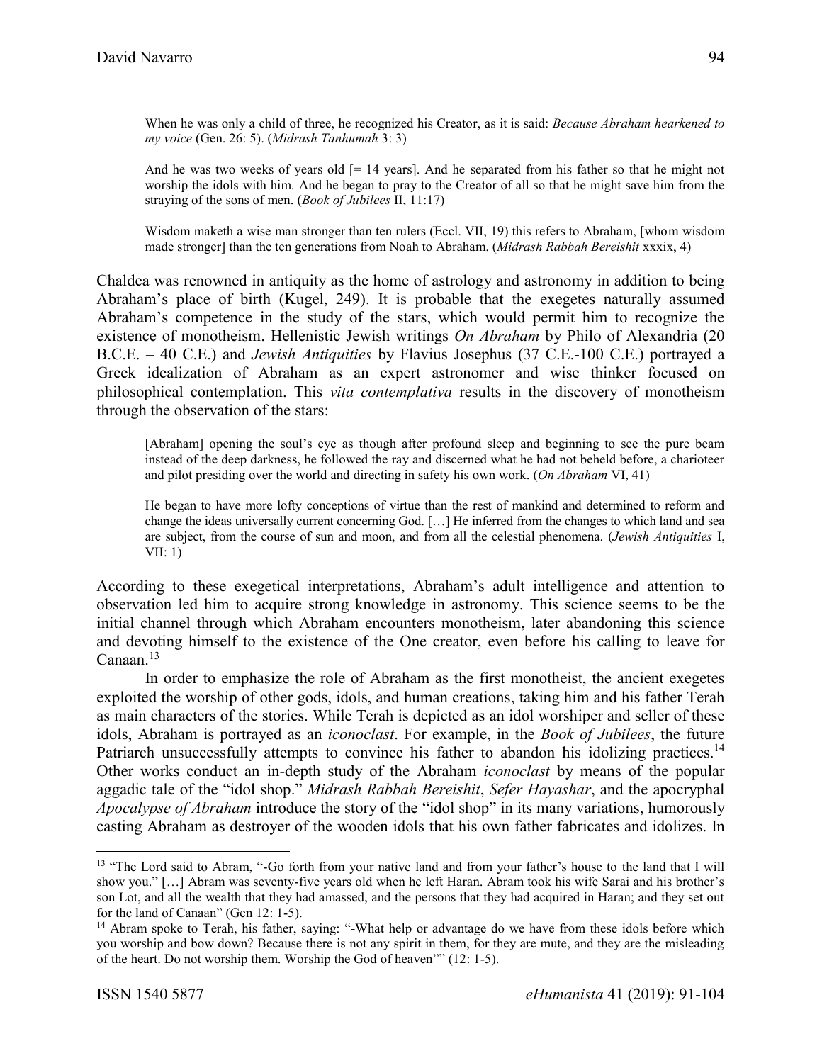> When he was only a child of three, he recognized his Creator, as it is said: *Because Abraham hearkened to my voice* (Gen. 26: 5). (*Midrash Tanhumah* 3: 3)

> And he was two weeks of years old [= 14 years]. And he separated from his father so that he might not worship the idols with him. And he began to pray to the Creator of all so that he might save him from the straying of the sons of men. (*Book of Jubilees* II, 11:17)

> Wisdom maketh a wise man stronger than ten rulers (Eccl. VII, 19) this refers to Abraham, [whom wisdom made stronger] than the ten generations from Noah to Abraham. (*Midrash Rabbah Bereishit* xxxix, 4)

Chaldea was renowned in antiquity as the home of astrology and astronomy in addition to being Abraham's place of birth (Kugel, 249). It is probable that the exegetes naturally assumed Abraham's competence in the study of the stars, which would permit him to recognize the existence of monotheism. Hellenistic Jewish writings *On Abraham* by Philo of Alexandria (20 B.C.E. – 40 C.E.) and *Jewish Antiquities* by Flavius Josephus (37 C.E.-100 C.E.) portrayed a Greek idealization of Abraham as an expert astronomer and wise thinker focused on philosophical contemplation. This *vita contemplativa* results in the discovery of monotheism through the observation of the stars:

> [Abraham] opening the soul's eye as though after profound sleep and beginning to see the pure beam instead of the deep darkness, he followed the ray and discerned what he had not beheld before, a charioteer and pilot presiding over the world and directing in safety his own work. (*On Abraham* VI, 41)

> He began to have more lofty conceptions of virtue than the rest of mankind and determined to reform and change the ideas universally current concerning God. […] He inferred from the changes to which land and sea are subject, from the course of sun and moon, and from all the celestial phenomena. (*Jewish Antiquities* I, VII: 1)

According to these exegetical interpretations, Abraham's adult intelligence and attention to observation led him to acquire strong knowledge in astronomy. This science seems to be the initial channel through which Abraham encounters monotheism, later abandoning this science and devoting himself to the existence of the One creator, even before his calling to leave for Canaan.[13]

In order to emphasize the role of Abraham as the first monotheist, the ancient exegetes exploited the worship of other gods, idols, and human creations, taking him and his father Terah as main characters of the stories. While Terah is depicted as an idol worshiper and seller of these idols, Abraham is portrayed as an *iconoclast*. For example, in the *Book of Jubilees*, the future Patriarch unsuccessfully attempts to convince his father to abandon his idolizing practices.[14] Other works conduct an in-depth study of the Abraham *iconoclast* by means of the popular aggadic tale of the "idol shop." *Midrash Rabbah Bereishit*, *Sefer Hayashar*, and the apocryphal *Apocalypse of Abraham* introduce the story of the "idol shop" in its many variations, humorously casting Abraham as destroyer of the wooden idols that his own father fabricates and idolizes. In

---

[13] "The Lord said to Abram, "-Go forth from your native land and from your father's house to the land that I will show you." […] Abram was seventy-five years old when he left Haran. Abram took his wife Sarai and his brother's son Lot, and all the wealth that they had amassed, and the persons that they had acquired in Haran; and they set out for the land of Canaan" (Gen 12: 1-5).

[14] Abram spoke to Terah, his father, saying: "-What help or advantage do we have from these idols before which you worship and bow down? Because there is not any spirit in them, for they are mute, and they are the misleading of the heart. Do not worship them. Worship the God of heaven"" (12: 1-5).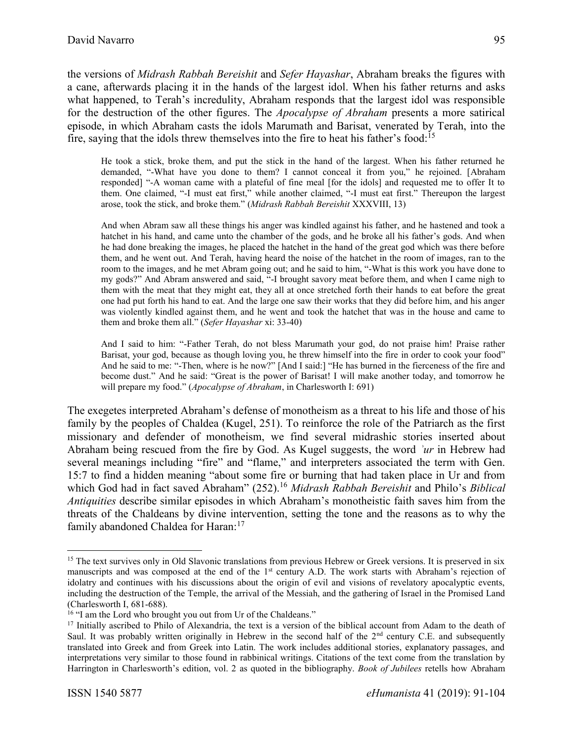the versions of *Midrash Rabbah Bereishit* and *Sefer Hayashar*, Abraham breaks the figures with a cane, afterwards placing it in the hands of the largest idol. When his father returns and asks what happened, to Terah's incredulity, Abraham responds that the largest idol was responsible for the destruction of the other figures. The *Apocalypse of Abraham* presents a more satirical episode, in which Abraham casts the idols Marumath and Barisat, venerated by Terah, into the fire, saying that the idols threw themselves into the fire to heat his father's food:[15]

> He took a stick, broke them, and put the stick in the hand of the largest. When his father returned he demanded, "-What have you done to them? I cannot conceal it from you," he rejoined. [Abraham responded] "-A woman came with a plateful of fine meal [for the idols] and requested me to offer It to them. One claimed, "-I must eat first," while another claimed, "-I must eat first." Thereupon the largest arose, took the stick, and broke them." (*Midrash Rabbah Bereishit* XXXVIII, 13)

> And when Abram saw all these things his anger was kindled against his father, and he hastened and took a hatchet in his hand, and came unto the chamber of the gods, and he broke all his father's gods. And when he had done breaking the images, he placed the hatchet in the hand of the great god which was there before them, and he went out. And Terah, having heard the noise of the hatchet in the room of images, ran to the room to the images, and he met Abram going out; and he said to him, "-What is this work you have done to my gods?" And Abram answered and said, "-I brought savory meat before them, and when I came nigh to them with the meat that they might eat, they all at once stretched forth their hands to eat before the great one had put forth his hand to eat. And the large one saw their works that they did before him, and his anger was violently kindled against them, and he went and took the hatchet that was in the house and came to them and broke them all." (*Sefer Hayashar* xi: 33-40)

> And I said to him: "-Father Terah, do not bless Marumath your god, do not praise him! Praise rather Barisat, your god, because as though loving you, he threw himself into the fire in order to cook your food" And he said to me: "-Then, where is he now?" [And I said:] "He has burned in the fierceness of the fire and become dust." And he said: "Great is the power of Barisat! I will make another today, and tomorrow he will prepare my food." (*Apocalypse of Abraham*, in Charlesworth I: 691)

The exegetes interpreted Abraham's defense of monotheism as a threat to his life and those of his family by the peoples of Chaldea (Kugel, 251). To reinforce the role of the Patriarch as the first missionary and defender of monotheism, we find several midrashic stories inserted about Abraham being rescued from the fire by God. As Kugel suggests, the word *ʾur* in Hebrew had several meanings including "fire" and "flame," and interpreters associated the term with Gen. 15:7 to find a hidden meaning "about some fire or burning that had taken place in Ur and from which God had in fact saved Abraham" (252).[16] *Midrash Rabbah Bereishit* and Philo's *Biblical Antiquities* describe similar episodes in which Abraham's monotheistic faith saves him from the threats of the Chaldeans by divine intervention, setting the tone and the reasons as to why the family abandoned Chaldea for Haran:[17]

---

[15] The text survives only in Old Slavonic translations from previous Hebrew or Greek versions. It is preserved in six manuscripts and was composed at the end of the 1st century A.D. The work starts with Abraham's rejection of idolatry and continues with his discussions about the origin of evil and visions of revelatory apocalyptic events, including the destruction of the Temple, the arrival of the Messiah, and the gathering of Israel in the Promised Land (Charlesworth I, 681-688).

[16] "I am the Lord who brought you out from Ur of the Chaldeans."

[17] Initially ascribed to Philo of Alexandria, the text is a version of the biblical account from Adam to the death of Saul. It was probably written originally in Hebrew in the second half of the 2nd century C.E. and subsequently translated into Greek and from Greek into Latin. The work includes additional stories, explanatory passages, and interpretations very similar to those found in rabbinical writings. Citations of the text come from the translation by Harrington in Charlesworth's edition, vol. 2 as quoted in the bibliography. *Book of Jubilees* retells how Abraham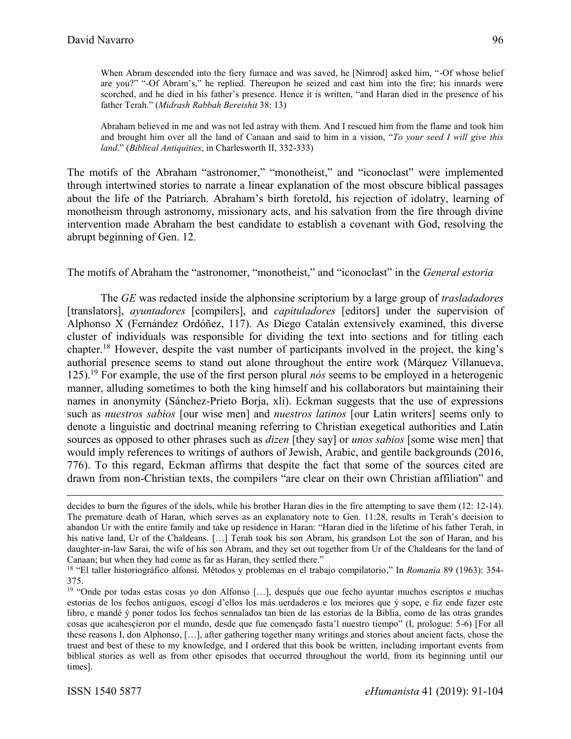> When Abram descended into the fiery furnace and was saved, he [Nimrod] asked him, "-Of whose belief are you?" "-Of Abram's," he replied. Thereupon he seized and cast him into the fire; his innards were scorched, and he died in his father's presence. Hence it is written, "and Haran died in the presence of his father Terah." (*Midrash Rabbah Bereishit* 38: 13)

> Abraham believed in me and was not led astray with them. And I rescued him from the flame and took him and brought him over all the land of Canaan and said to him in a vision, "*To your seed I will give this land*." (*Biblical Antiquities*, in Charlesworth II, 332-333)

The motifs of the Abraham "astronomer," "monotheist," and "iconoclast" were implemented through intertwined stories to narrate a linear explanation of the most obscure biblical passages about the life of the Patriarch. Abraham's birth foretold, his rejection of idolatry, learning of monotheism through astronomy, missionary acts, and his salvation from the fire through divine intervention made Abraham the best candidate to establish a covenant with God, resolving the abrupt beginning of Gen. 12.

## The motifs of Abraham the "astronomer, "monotheist," and "iconoclast" in the *General estoria*

The *GE* was redacted inside the alphonsine scriptorium by a large group of *trasladadores* [translators], *ayuntadores* [compilers], and *capituladores* [editors] under the supervision of Alphonso X (Fernández Ordóñez, 117). As Diego Catalán extensively examined, this diverse cluster of individuals was responsible for dividing the text into sections and for titling each chapter.[18] However, despite the vast number of participants involved in the project, the king's authorial presence seems to stand out alone throughout the entire work (Márquez Villanueva, 125).[19] For example, the use of the first person plural *nós* seems to be employed in a heterogenic manner, alluding sometimes to both the king himself and his collaborators but maintaining their names in anonymity (Sánchez-Prieto Borja, xli). Eckman suggests that the use of expressions such as *nuestros sabios* [our wise men] and *nuestros latinos* [our Latin writers] seems only to denote a linguistic and doctrinal meaning referring to Christian exegetical authorities and Latin sources as opposed to other phrases such as *dizen* [they say] or *unos sabios* [some wise men] that would imply references to writings of authors of Jewish, Arabic, and gentile backgrounds (2016, 776). To this regard, Eckman affirms that despite the fact that some of the sources cited are drawn from non-Christian texts, the compilers "are clear on their own Christian affiliation" and

---

decides to burn the figures of the idols, while his brother Haran dies in the fire attempting to save them (12: 12-14). The premature death of Haran, which serves as an explanatory note to Gen. 11:28, results in Terah's decision to abandon Ur with the entire family and take up residence in Haran: "Haran died in the lifetime of his father Terah, in his native land, Ur of the Chaldeans. […] Terah took his son Abram, his grandson Lot the son of Haran, and his daughter-in-law Sarai, the wife of his son Abram, and they set out together from Ur of the Chaldeans for the land of Canaan; but when they had come as far as Haran, they settled there."

[18] "El taller historiográfico alfonsí. Métodos y problemas en el trabajo compilatorio," In *Romania* 89 (1963): 354-375.

[19] "Onde por todas estas cosas yo don Alfonso […], después que oue fecho ayuntar muchos escriptos e muchas estorias de los fechos antiguos, escogí d'ellos los más uerdaderos e los meiores que ý sope, e fiz ende fazer este libro, e mandé ý poner todos los fechos sennalados tan bien de las estorias de la Biblia, como de las otras grandes cosas que acahesçieron por el mundo, desde que fue començado fasta'l nuestro tiempo" (I, prologue: 5-6) [For all these reasons I, don Alphonso, […], after gathering together many writings and stories about ancient facts, chose the truest and best of these to my knowledge, and I ordered that this book be written, including important events from biblical stories as well as from other episodes that occurred throughout the world, from its beginning until our times].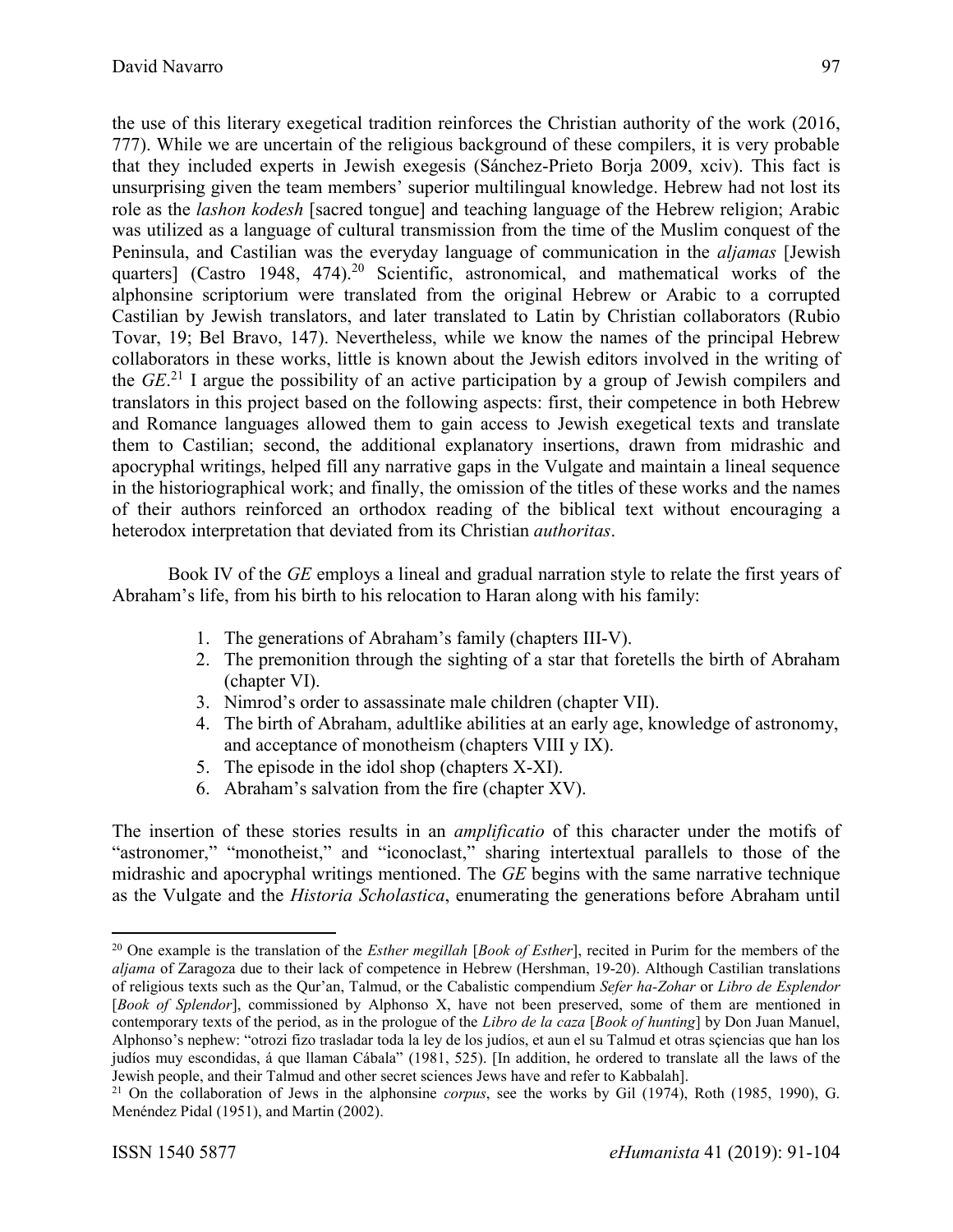the use of this literary exegetical tradition reinforces the Christian authority of the work (2016, 777). While we are uncertain of the religious background of these compilers, it is very probable that they included experts in Jewish exegesis (Sánchez-Prieto Borja 2009, xciv). This fact is unsurprising given the team members' superior multilingual knowledge. Hebrew had not lost its role as the *lashon kodesh* [sacred tongue] and teaching language of the Hebrew religion; Arabic was utilized as a language of cultural transmission from the time of the Muslim conquest of the Peninsula, and Castilian was the everyday language of communication in the *aljamas* [Jewish quarters] (Castro 1948, 474).[20] Scientific, astronomical, and mathematical works of the alphonsine scriptorium were translated from the original Hebrew or Arabic to a corrupted Castilian by Jewish translators, and later translated to Latin by Christian collaborators (Rubio Tovar, 19; Bel Bravo, 147). Nevertheless, while we know the names of the principal Hebrew collaborators in these works, little is known about the Jewish editors involved in the writing of the *GE*.[21] I argue the possibility of an active participation by a group of Jewish compilers and translators in this project based on the following aspects: first, their competence in both Hebrew and Romance languages allowed them to gain access to Jewish exegetical texts and translate them to Castilian; second, the additional explanatory insertions, drawn from midrashic and apocryphal writings, helped fill any narrative gaps in the Vulgate and maintain a lineal sequence in the historiographical work; and finally, the omission of the titles of these works and the names of their authors reinforced an orthodox reading of the biblical text without encouraging a heterodox interpretation that deviated from its Christian *authoritas*.

Book IV of the *GE* employs a lineal and gradual narration style to relate the first years of Abraham's life, from his birth to his relocation to Haran along with his family:

1. The generations of Abraham's family (chapters III-V).
2. The premonition through the sighting of a star that foretells the birth of Abraham (chapter VI).
3. Nimrod's order to assassinate male children (chapter VII).
4. The birth of Abraham, adultlike abilities at an early age, knowledge of astronomy, and acceptance of monotheism (chapters VIII y IX).
5. The episode in the idol shop (chapters X-XI).
6. Abraham's salvation from the fire (chapter XV).

The insertion of these stories results in an *amplificatio* of this character under the motifs of "astronomer," "monotheist," and "iconoclast," sharing intertextual parallels to those of the midrashic and apocryphal writings mentioned. The *GE* begins with the same narrative technique as the Vulgate and the *Historia Scholastica*, enumerating the generations before Abraham until

---

[20] One example is the translation of the *Esther megillah* [*Book of Esther*], recited in Purim for the members of the *aljama* of Zaragoza due to their lack of competence in Hebrew (Hershman, 19-20). Although Castilian translations of religious texts such as the Qur'an, Talmud, or the Cabalistic compendium *Sefer ha-Zohar* or *Libro de Esplendor* [*Book of Splendor*], commissioned by Alphonso X, have not been preserved, some of them are mentioned in contemporary texts of the period, as in the prologue of the *Libro de la caza* [*Book of hunting*] by Don Juan Manuel, Alphonso's nephew: "otrozi fizo trasladar toda la ley de los judíos, et aun el su Talmud et otras sçiencias que han los judíos muy escondidas, á que llaman Cábala" (1981, 525). [In addition, he ordered to translate all the laws of the Jewish people, and their Talmud and other secret sciences Jews have and refer to Kabbalah].

[21] On the collaboration of Jews in the alphonsine *corpus*, see the works by Gil (1974), Roth (1985, 1990), G. Menéndez Pidal (1951), and Martin (2002).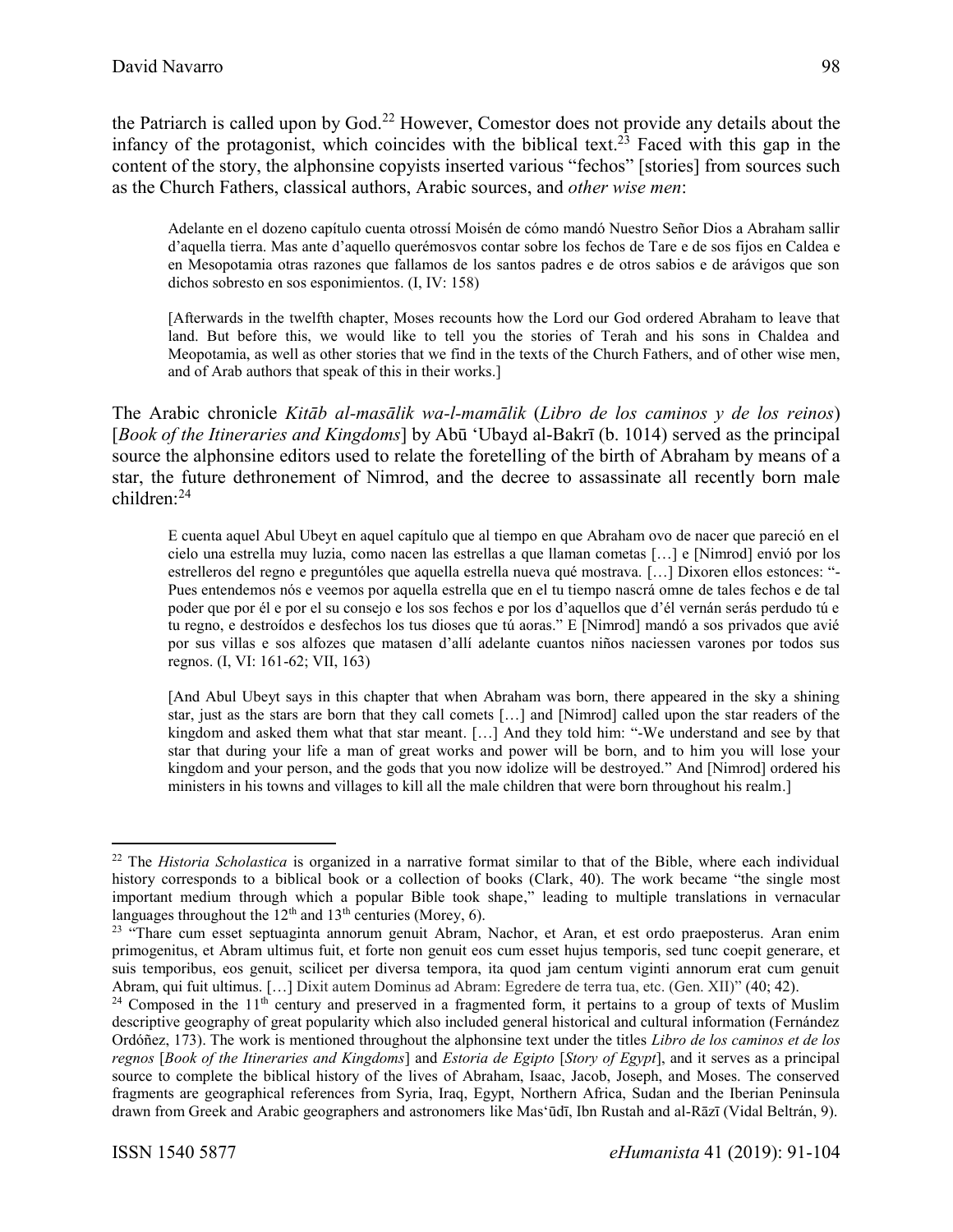the Patriarch is called upon by God.[22] However, Comestor does not provide any details about the infancy of the protagonist, which coincides with the biblical text.[23] Faced with this gap in the content of the story, the alphonsine copyists inserted various "fechos" [stories] from sources such as the Church Fathers, classical authors, Arabic sources, and *other wise men*:

> Adelante en el dozeno capítulo cuenta otrossí Moisén de cómo mandó Nuestro Señor Dios a Abraham sallir d'aquella tierra. Mas ante d'aquello querémosvos contar sobre los fechos de Tare e de sos fijos en Caldea e en Mesopotamia otras razones que fallamos de los santos padres e de otros sabios e de arávigos que son dichos sobresto en sos esponimientos. (I, IV: 158)
>
> [Afterwards in the twelfth chapter, Moses recounts how the Lord our God ordered Abraham to leave that land. But before this, we would like to tell you the stories of Terah and his sons in Chaldea and Meopotamia, as well as other stories that we find in the texts of the Church Fathers, and of other wise men, and of Arab authors that speak of this in their works.]

The Arabic chronicle *Kitāb al-masālik wa-l-mamālik* (*Libro de los caminos y de los reinos*) [*Book of the Itineraries and Kingdoms*] by Abū 'Ubayd al-Bakrī (b. 1014) served as the principal source the alphonsine editors used to relate the foretelling of the birth of Abraham by means of a star, the future dethronement of Nimrod, and the decree to assassinate all recently born male children:[24]

> E cuenta aquel Abul Ubeyt en aquel capítulo que al tiempo en que Abraham ovo de nacer que pareció en el cielo una estrella muy luzia, como nacen las estrellas a que llaman cometas […] e [Nimrod] envió por los estrelleros del regno e preguntóles que aquella estrella nueva qué mostrava. […] Dixoren ellos estonces: "-Pues entendemos nós e veemos por aquella estrella que en el tu tiempo nascrá omne de tales fechos e de tal poder que por él e por el su consejo e los sos fechos e por los d'aquellos que d'él vernán serás perdudo tú e tu regno, e destroídos e desfechos los tus dioses que tú aoras." E [Nimrod] mandó a sos privados que avié por sus villas e sos alfozes que matasen d'allí adelante cuantos niños naciessen varones por todos sus regnos. (I, VI: 161-62; VII, 163)
>
> [And Abul Ubeyt says in this chapter that when Abraham was born, there appeared in the sky a shining star, just as the stars are born that they call comets […] and [Nimrod] called upon the star readers of the kingdom and asked them what that star meant. […] And they told him: "-We understand and see by that star that during your life a man of great works and power will be born, and to him you will lose your kingdom and your person, and the gods that you now idolize will be destroyed." And [Nimrod] ordered his ministers in his towns and villages to kill all the male children that were born throughout his realm.]

---

[22] The *Historia Scholastica* is organized in a narrative format similar to that of the Bible, where each individual history corresponds to a biblical book or a collection of books (Clark, 40). The work became "the single most important medium through which a popular Bible took shape," leading to multiple translations in vernacular languages throughout the 12th and 13th centuries (Morey, 6).

[23] "Thare cum esset septuaginta annorum genuit Abram, Nachor, et Aran, et est ordo praeposterus. Aran enim primogenitus, et Abram ultimus fuit, et forte non genuit eos cum esset hujus temporis, sed tunc coepit generare, et suis temporibus, eos genuit, scilicet per diversa tempora, ita quod jam centum viginti annorum erat cum genuit Abram, qui fuit ultimus. […] Dixit autem Dominus ad Abram: Egredere de terra tua, etc. (Gen. XII)" (40; 42).

[24] Composed in the 11th century and preserved in a fragmented form, it pertains to a group of texts of Muslim descriptive geography of great popularity which also included general historical and cultural information (Fernández Ordóñez, 173). The work is mentioned throughout the alphonsine text under the titles *Libro de los caminos et de los regnos* [*Book of the Itineraries and Kingdoms*] and *Estoria de Egipto* [*Story of Egypt*], and it serves as a principal source to complete the biblical history of the lives of Abraham, Isaac, Jacob, Joseph, and Moses. The conserved fragments are geographical references from Syria, Iraq, Egypt, Northern Africa, Sudan and the Iberian Peninsula drawn from Greek and Arabic geographers and astronomers like Mas'ūdī, Ibn Rustah and al-Rāzī (Vidal Beltrán, 9).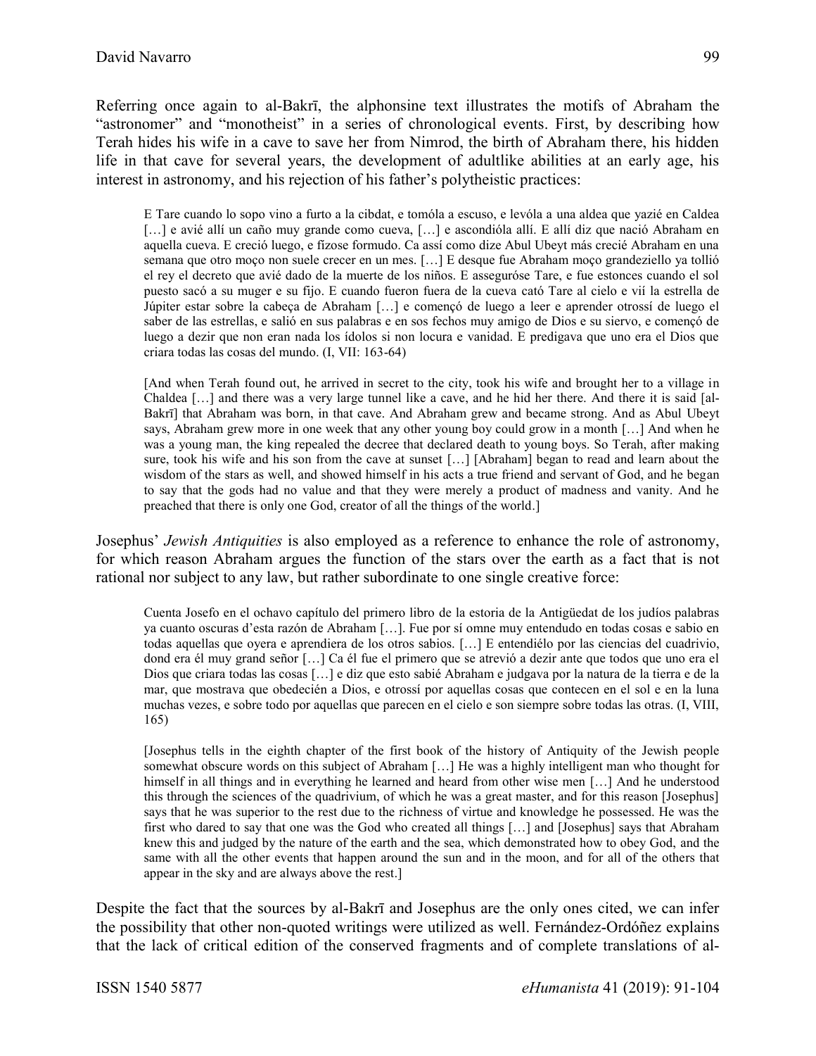Referring once again to al-Bakrī, the alphonsine text illustrates the motifs of Abraham the "astronomer" and "monotheist" in a series of chronological events. First, by describing how Terah hides his wife in a cave to save her from Nimrod, the birth of Abraham there, his hidden life in that cave for several years, the development of adultlike abilities at an early age, his interest in astronomy, and his rejection of his father's polytheistic practices:

> E Tare cuando lo sopo vino a furto a la cibdat, e tomóla a escuso, e levóla a una aldea que yazié en Caldea […] e avié allí un caño muy grande como cueva, […] e ascondióla allí. E allí diz que nació Abraham en aquella cueva. E creció luego, e fízose formudo. Ca assí como dize Abul Ubeyt más crecié Abraham en una semana que otro moço non suele crecer en un mes. […] E desque fue Abraham moço grandeziello ya tollió el rey el decreto que avié dado de la muerte de los niños. E asegurόse Tare, e fue estonces cuando el sol puesto sacó a su muger e su fijo. E cuando fueron fuera de la cueva cató Tare al cielo e vií la estrella de Júpiter estar sobre la cabeça de Abraham […] e començó de luego a leer e aprender otrossí de luego el saber de las estrellas, e salió en sus palabras e en sos fechos muy amigo de Dios e su siervo, e començó de luego a dezir que non eran nada los ídolos si non locura e vanidad. E predigava que uno era el Dios que criara todas las cosas del mundo. (I, VII: 163-64)

> [And when Terah found out, he arrived in secret to the city, took his wife and brought her to a village in Chaldea […] and there was a very large tunnel like a cave, and he hid her there. And there it is said [al-Bakrī] that Abraham was born, in that cave. And Abraham grew and became strong. And as Abul Ubeyt says, Abraham grew more in one week that any other young boy could grow in a month […] And when he was a young man, the king repealed the decree that declared death to young boys. So Terah, after making sure, took his wife and his son from the cave at sunset […] [Abraham] began to read and learn about the wisdom of the stars as well, and showed himself in his acts a true friend and servant of God, and he began to say that the gods had no value and that they were merely a product of madness and vanity. And he preached that there is only one God, creator of all the things of the world.]

Josephus' *Jewish Antiquities* is also employed as a reference to enhance the role of astronomy, for which reason Abraham argues the function of the stars over the earth as a fact that is not rational nor subject to any law, but rather subordinate to one single creative force:

> Cuenta Josefo en el ochavo capítulo del primero libro de la estoria de la Antigüedat de los judíos palabras ya cuanto oscuras d'esta razón de Abraham […]. Fue por sí omne muy entendudo en todas cosas e sabio en todas aquellas que oyera e aprendiera de los otros sabios. […] E entendiélo por las ciencias del cuadrivio, dond era él muy grand señor […] Ca él fue el primero que se atrevió a dezir ante que todos que uno era el Dios que criara todas las cosas […] e diz que esto sabié Abraham e judgava por la natura de la tierra e de la mar, que mostrava que obedecién a Dios, e otrossí por aquellas cosas que contecen en el sol e en la luna muchas vezes, e sobre todo por aquellas que parecen en el cielo e son siempre sobre todas las otras. (I, VIII, 165)

> [Josephus tells in the eighth chapter of the first book of the history of Antiquity of the Jewish people somewhat obscure words on this subject of Abraham […] He was a highly intelligent man who thought for himself in all things and in everything he learned and heard from other wise men […] And he understood this through the sciences of the quadrivium, of which he was a great master, and for this reason [Josephus] says that he was superior to the rest due to the richness of virtue and knowledge he possessed. He was the first who dared to say that one was the God who created all things […] and [Josephus] says that Abraham knew this and judged by the nature of the earth and the sea, which demonstrated how to obey God, and the same with all the other events that happen around the sun and in the moon, and for all of the others that appear in the sky and are always above the rest.]

Despite the fact that the sources by al-Bakrī and Josephus are the only ones cited, we can infer the possibility that other non-quoted writings were utilized as well. Fernández-Ordóñez explains that the lack of critical edition of the conserved fragments and of complete translations of al-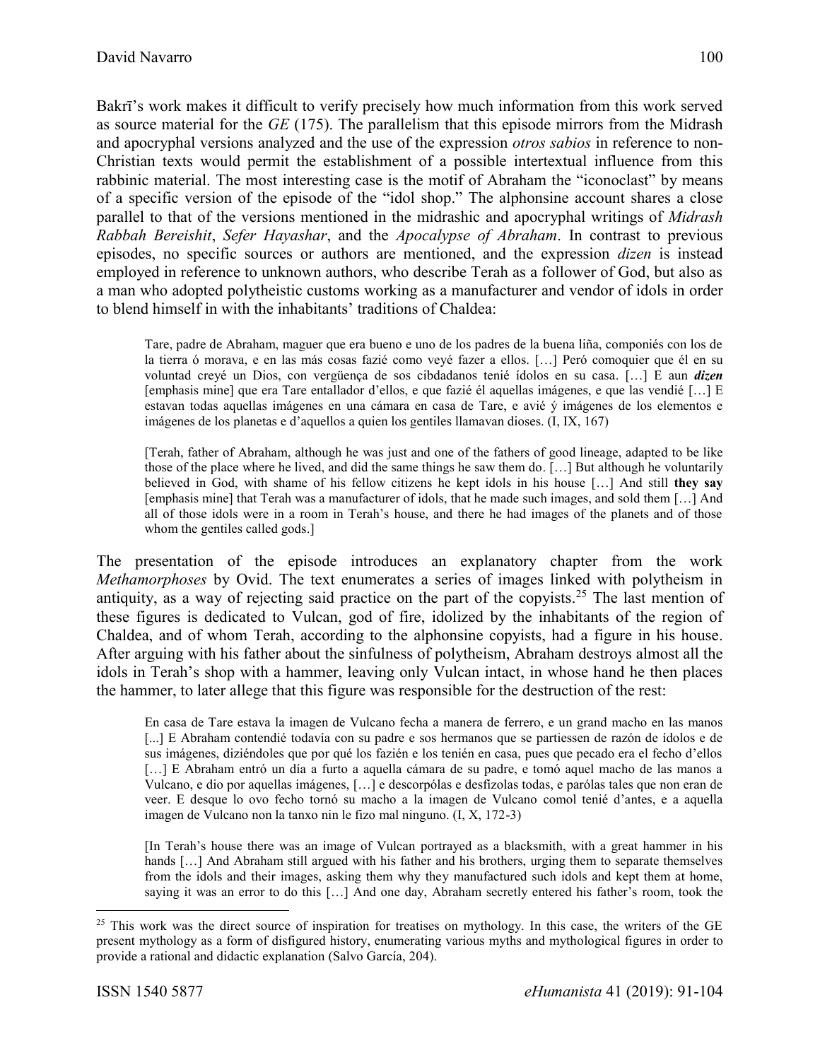Bakrī's work makes it difficult to verify precisely how much information from this work served as source material for the *GE* (175). The parallelism that this episode mirrors from the Midrash and apocryphal versions analyzed and the use of the expression *otros sabios* in reference to non-Christian texts would permit the establishment of a possible intertextual influence from this rabbinic material. The most interesting case is the motif of Abraham the "iconoclast" by means of a specific version of the episode of the "idol shop." The alphonsine account shares a close parallel to that of the versions mentioned in the midrashic and apocryphal writings of *Midrash Rabbah Bereishit*, *Sefer Hayashar*, and the *Apocalypse of Abraham*. In contrast to previous episodes, no specific sources or authors are mentioned, and the expression *dizen* is instead employed in reference to unknown authors, who describe Terah as a follower of God, but also as a man who adopted polytheistic customs working as a manufacturer and vendor of idols in order to blend himself in with the inhabitants' traditions of Chaldea:

> Tare, padre de Abraham, maguer que era bueno e uno de los padres de la buena liña, componiés con los de la tierra ó morava, e en las más cosas fazié como veyé fazer a ellos. […] Peró comoquier qué él en su voluntad creyé un Dios, con vergüença de sos cibdadanos tenié ídolos en su casa. […] E aun ***dizen*** [emphasis mine] que era Tare entallador d'ellos, e que fazié él aquellas imágenes, e que las vendié […] E estavan todas aquellas imágenes en una cámara en casa de Tare, e avié ý imágenes de los elementos e imágenes de los planetas e d'aquellos a quien los gentiles llamavan dioses. (I, IX, 167)
>
> [Terah, father of Abraham, although he was just and one of the fathers of good lineage, adapted to be like those of the place where he lived, and did the same things he saw them do. […] But although he voluntarily believed in God, with shame of his fellow citizens he kept idols in his house […] And still **they say** [emphasis mine] that Terah was a manufacturer of idols, that he made such images, and sold them […] And all of those idols were in a room in Terah's house, and there he had images of the planets and of those whom the gentiles called gods.]

The presentation of the episode introduces an explanatory chapter from the work *Methamorphoses* by Ovid. The text enumerates a series of images linked with polytheism in antiquity, as a way of rejecting said practice on the part of the copyists.[25] The last mention of these figures is dedicated to Vulcan, god of fire, idolized by the inhabitants of the region of Chaldea, and of whom Terah, according to the alphonsine copyists, had a figure in his house. After arguing with his father about the sinfulness of polytheism, Abraham destroys almost all the idols in Terah's shop with a hammer, leaving only Vulcan intact, in whose hand he then places the hammer, to later allege that this figure was responsible for the destruction of the rest:

> En casa de Tare estava la imagen de Vulcano fecha a manera de ferrero, e un grand macho en las manos [...] E Abraham contendié todavía con su padre e sos hermanos que se partiessen de razón de ídolos e de sus imágenes, diziéndoles que por qué los fazién e los tenién en casa, pues que pecado era el fecho d'ellos […] E Abraham entró un día a furto a aquella cámara de su padre, e tomó aquel macho de las manos a Vulcano, e dio por aquellas imágenes, […] e descorpólas e desfízolas todas, e parólas tales que non eran de veer. E desque lo ovo fecho tornó su macho a la imagen de Vulcano comol tenié d'antes, e a aquella imagen de Vulcano non la tanxo nin le fizo mal ninguno. (I, X, 172-3)
>
> [In Terah's house there was an image of Vulcan portrayed as a blacksmith, with a great hammer in his hands […] And Abraham still argued with his father and his brothers, urging them to separate themselves from the idols and their images, asking them why they manufactured such idols and kept them at home, saying it was an error to do this […] And one day, Abraham secretly entered his father's room, took the

[25] This work was the direct source of inspiration for treatises on mythology. In this case, the writers of the GE present mythology as a form of disfigured history, enumerating various myths and mythological figures in order to provide a rational and didactic explanation (Salvo García, 204).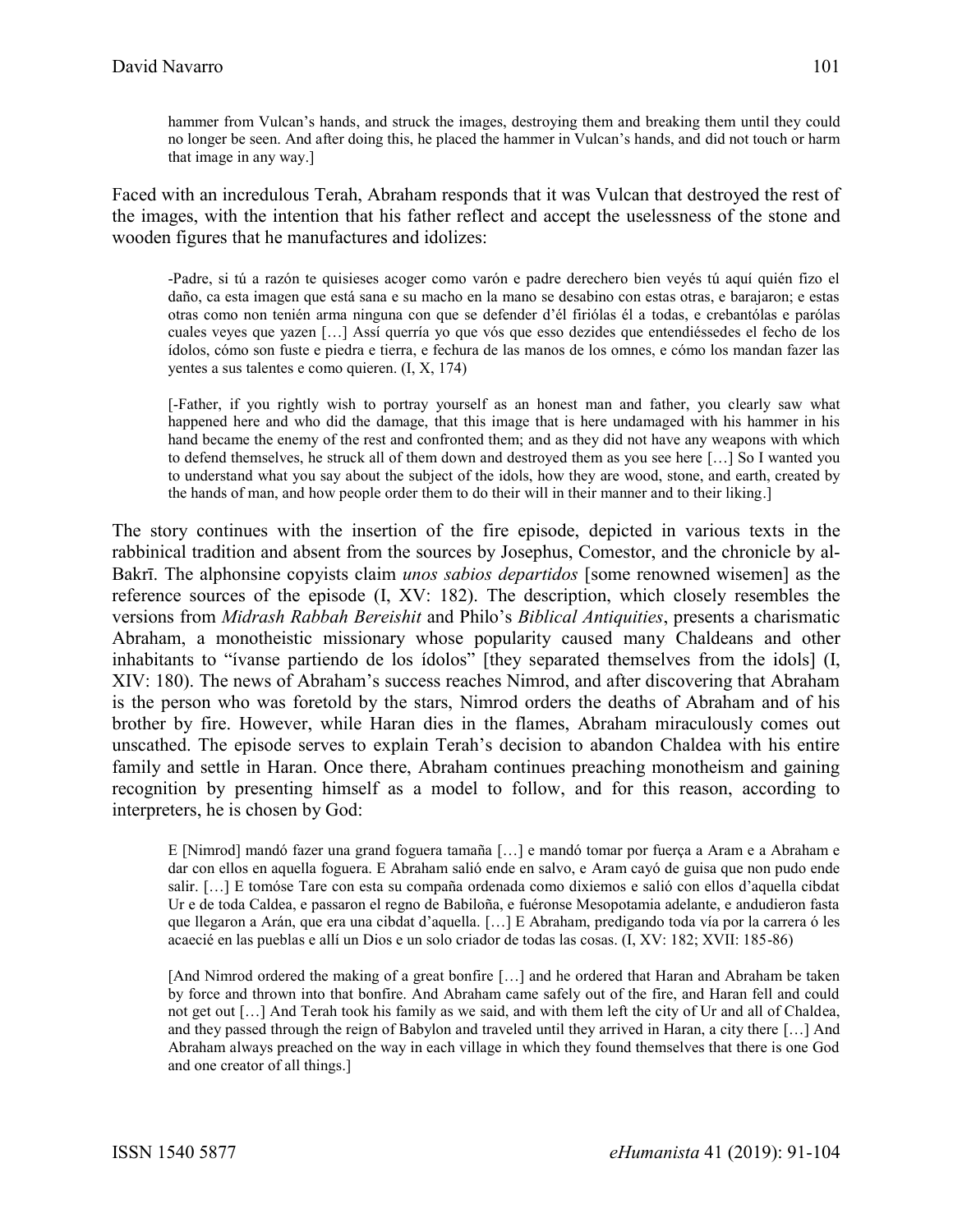> hammer from Vulcan's hands, and struck the images, destroying them and breaking them until they could no longer be seen. And after doing this, he placed the hammer in Vulcan's hands, and did not touch or harm that image in any way.]

Faced with an incredulous Terah, Abraham responds that it was Vulcan that destroyed the rest of the images, with the intention that his father reflect and accept the uselessness of the stone and wooden figures that he manufactures and idolizes:

> -Padre, si tú a razón te quisieses acoger como varón e padre derechero bien veyés tú aquí quién fizo el daño, ca esta imagen que está sana e su macho en la mano se desabino con estas otras, e barajaron; e estas otras como non tenién arma ninguna con que se defender d'él firiólas él a todas, e crebantólas e parólas cuales veyes que yazen […] Assí querría yo que vós que esso dezides que entendiéssedes el fecho de los ídolos, cómo son fuste e piedra e tierra, e fechura de las manos de los omnes, e cómo los mandan fazer las yentes a sus talentes e como quieren. (I, X, 174)

> [-Father, if you rightly wish to portray yourself as an honest man and father, you clearly saw what happened here and who did the damage, that this image that is here undamaged with his hammer in his hand became the enemy of the rest and confronted them; and as they did not have any weapons with which to defend themselves, he struck all of them down and destroyed them as you see here […] So I wanted you to understand what you say about the subject of the idols, how they are wood, stone, and earth, created by the hands of man, and how people order them to do their will in their manner and to their liking.]

The story continues with the insertion of the fire episode, depicted in various texts in the rabbinical tradition and absent from the sources by Josephus, Comestor, and the chronicle by al-Bakrī. The alphonsine copyists claim *unos sabios departidos* [some renowned wisemen] as the reference sources of the episode (I, XV: 182). The description, which closely resembles the versions from *Midrash Rabbah Bereishit* and Philo's *Biblical Antiquities*, presents a charismatic Abraham, a monotheistic missionary whose popularity caused many Chaldeans and other inhabitants to "ívanse partiendo de los ídolos" [they separated themselves from the idols] (I, XIV: 180). The news of Abraham's success reaches Nimrod, and after discovering that Abraham is the person who was foretold by the stars, Nimrod orders the deaths of Abraham and of his brother by fire. However, while Haran dies in the flames, Abraham miraculously comes out unscathed. The episode serves to explain Terah's decision to abandon Chaldea with his entire family and settle in Haran. Once there, Abraham continues preaching monotheism and gaining recognition by presenting himself as a model to follow, and for this reason, according to interpreters, he is chosen by God:

> E [Nimrod] mandó fazer una grand foguera tamaña […] e mandó tomar por fuerça a Aram e a Abraham e dar con ellos en aquella foguera. E Abraham salió ende en salvo, e Aram cayó de guisa que non pudo ende salir. […] E tomóse Tare con esta su compaña ordenada como dixiemos e salió con ellos d'aquella cibdat Ur e de toda Caldea, e passaron el regno de Babiloña, e fuéronse Mesopotamia adelante, e andudieron fasta que llegaron a Arán, que era una cibdat d'aquella. […] E Abraham, predigando toda vía por la carrera ó les acaecié en las pueblas e allí un Dios e un solo criador de todas las cosas. (I, XV: 182; XVII: 185-86)

> [And Nimrod ordered the making of a great bonfire […] and he ordered that Haran and Abraham be taken by force and thrown into that bonfire. And Abraham came safely out of the fire, and Haran fell and could not get out […] And Terah took his family as we said, and with them left the city of Ur and all of Chaldea, and they passed through the reign of Babylon and traveled until they arrived in Haran, a city there […] And Abraham always preached on the way in each village in which they found themselves that there is one God and one creator of all things.]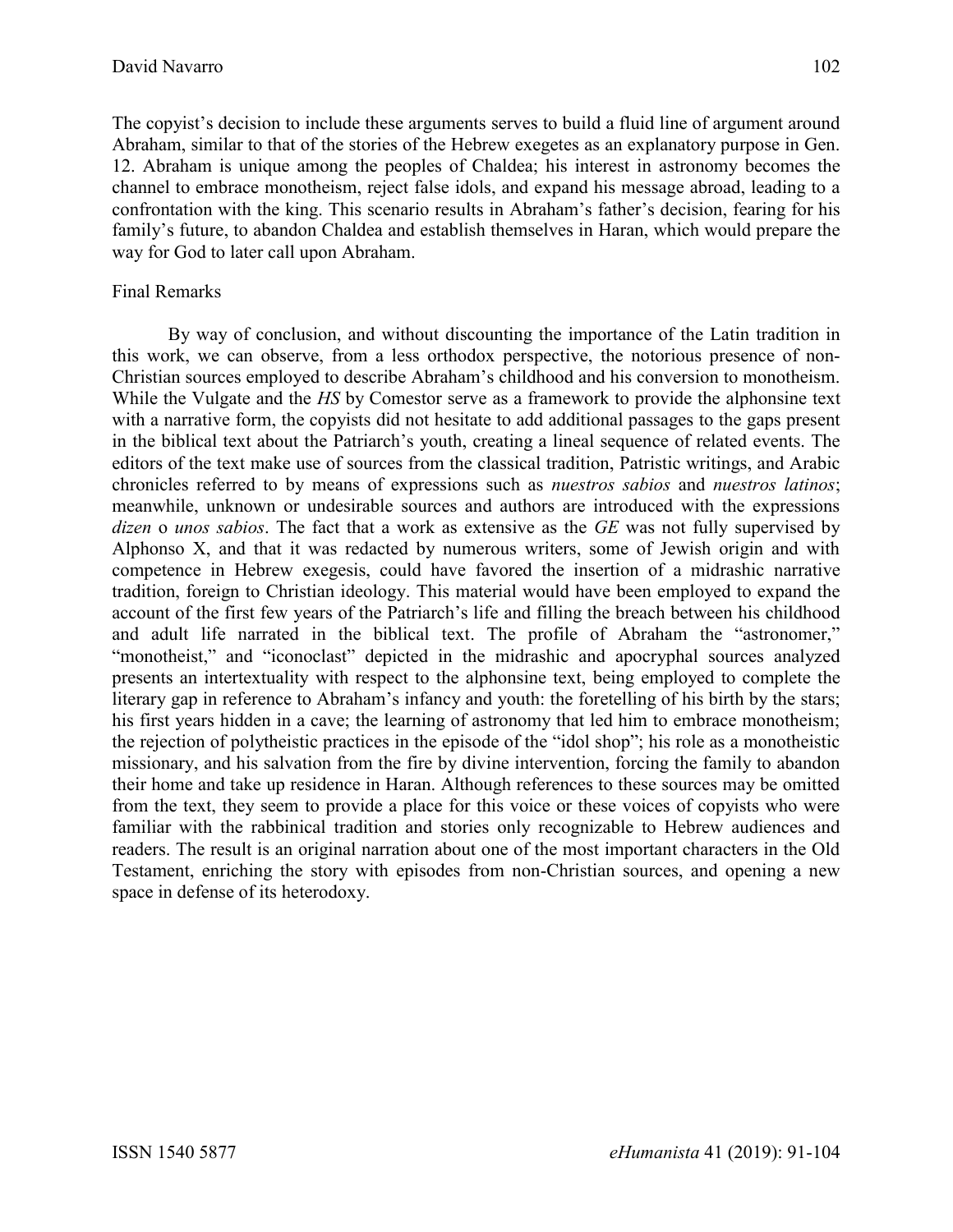The copyist's decision to include these arguments serves to build a fluid line of argument around Abraham, similar to that of the stories of the Hebrew exegetes as an explanatory purpose in Gen. 12. Abraham is unique among the peoples of Chaldea; his interest in astronomy becomes the channel to embrace monotheism, reject false idols, and expand his message abroad, leading to a confrontation with the king. This scenario results in Abraham's father's decision, fearing for his family's future, to abandon Chaldea and establish themselves in Haran, which would prepare the way for God to later call upon Abraham.

## Final Remarks

By way of conclusion, and without discounting the importance of the Latin tradition in this work, we can observe, from a less orthodox perspective, the notorious presence of non-Christian sources employed to describe Abraham's childhood and his conversion to monotheism. While the Vulgate and the *HS* by Comestor serve as a framework to provide the alphonsine text with a narrative form, the copyists did not hesitate to add additional passages to the gaps present in the biblical text about the Patriarch's youth, creating a lineal sequence of related events. The editors of the text make use of sources from the classical tradition, Patristic writings, and Arabic chronicles referred to by means of expressions such as *nuestros sabios* and *nuestros latinos*; meanwhile, unknown or undesirable sources and authors are introduced with the expressions *dizen* o *unos sabios*. The fact that a work as extensive as the *GE* was not fully supervised by Alphonso X, and that it was redacted by numerous writers, some of Jewish origin and with competence in Hebrew exegesis, could have favored the insertion of a midrashic narrative tradition, foreign to Christian ideology. This material would have been employed to expand the account of the first few years of the Patriarch's life and filling the breach between his childhood and adult life narrated in the biblical text. The profile of Abraham the "astronomer," "monotheist," and "iconoclast" depicted in the midrashic and apocryphal sources analyzed presents an intertextuality with respect to the alphonsine text, being employed to complete the literary gap in reference to Abraham's infancy and youth: the foretelling of his birth by the stars; his first years hidden in a cave; the learning of astronomy that led him to embrace monotheism; the rejection of polytheistic practices in the episode of the "idol shop"; his role as a monotheistic missionary, and his salvation from the fire by divine intervention, forcing the family to abandon their home and take up residence in Haran. Although references to these sources may be omitted from the text, they seem to provide a place for this voice or these voices of copyists who were familiar with the rabbinical tradition and stories only recognizable to Hebrew audiences and readers. The result is an original narration about one of the most important characters in the Old Testament, enriching the story with episodes from non-Christian sources, and opening a new space in defense of its heterodoxy.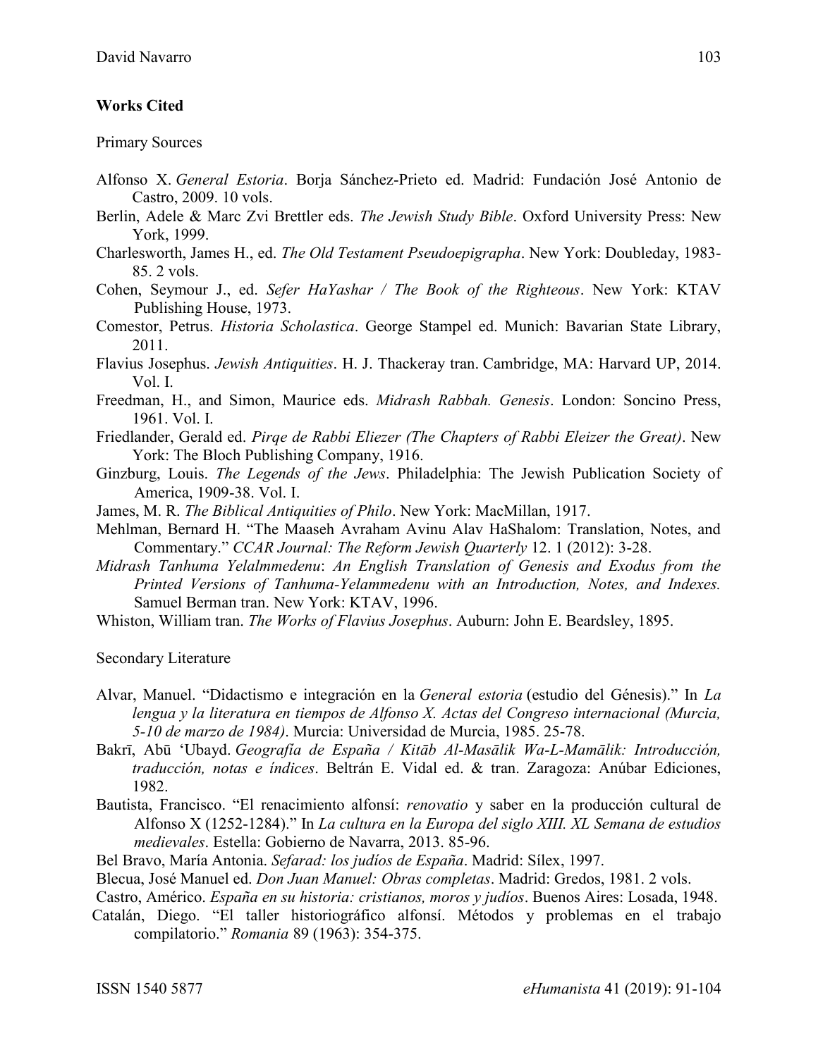**Works Cited**

Primary Sources

Alfonso X. *General Estoria*. Borja Sánchez-Prieto ed. Madrid: Fundación José Antonio de Castro, 2009. 10 vols.

Berlin, Adele & Marc Zvi Brettler eds. *The Jewish Study Bible*. Oxford University Press: New York, 1999.

Charlesworth, James H., ed. *The Old Testament Pseudoepigrapha*. New York: Doubleday, 1983-85. 2 vols.

Cohen, Seymour J., ed. *Sefer HaYashar / The Book of the Righteous*. New York: KTAV Publishing House, 1973.

Comestor, Petrus. *Historia Scholastica*. George Stampel ed. Munich: Bavarian State Library, 2011.

Flavius Josephus. *Jewish Antiquities*. H. J. Thackeray tran. Cambridge, MA: Harvard UP, 2014. Vol. I.

Freedman, H., and Simon, Maurice eds. *Midrash Rabbah. Genesis*. London: Soncino Press, 1961. Vol. I.

Friedlander, Gerald ed. *Pirqe de Rabbi Eliezer (The Chapters of Rabbi Eleizer the Great)*. New York: The Bloch Publishing Company, 1916.

Ginzburg, Louis. *The Legends of the Jews*. Philadelphia: The Jewish Publication Society of America, 1909-38. Vol. I.

James, M. R. *The Biblical Antiquities of Philo*. New York: MacMillan, 1917.

Mehlman, Bernard H. "The Maaseh Avraham Avinu Alav HaShalom: Translation, Notes, and Commentary." *CCAR Journal: The Reform Jewish Quarterly* 12. 1 (2012): 3-28.

*Midrash Tanhuma Yelalmmedenu*: *An English Translation of Genesis and Exodus from the Printed Versions of Tanhuma-Yelammedenu with an Introduction, Notes, and Indexes.* Samuel Berman tran. New York: KTAV, 1996.

Whiston, William tran. *The Works of Flavius Josephus*. Auburn: John E. Beardsley, 1895.

Secondary Literature

Alvar, Manuel. "Didactismo e integración en la *General estoria* (estudio del Génesis)." In *La lengua y la literatura en tiempos de Alfonso X. Actas del Congreso internacional (Murcia, 5-10 de marzo de 1984)*. Murcia: Universidad de Murcia, 1985. 25-78.

Bakrī, Abū 'Ubayd. *Geografía de España / Kitāb Al-Masālik Wa-L-Mamālik: Introducción, traducción, notas e índices*. Beltrán E. Vidal ed. & tran. Zaragoza: Anúbar Ediciones, 1982.

Bautista, Francisco. "El renacimiento alfonsí: *renovatio* y saber en la producción cultural de Alfonso X (1252-1284)." In *La cultura en la Europa del siglo XIII. XL Semana de estudios medievales*. Estella: Gobierno de Navarra, 2013. 85-96.

Bel Bravo, María Antonia. *Sefarad: los judíos de España*. Madrid: Sílex, 1997.

Blecua, José Manuel ed. *Don Juan Manuel: Obras completas*. Madrid: Gredos, 1981. 2 vols.

Castro, Américo. *España en su historia: cristianos, moros y judíos*. Buenos Aires: Losada, 1948.

Catalán, Diego. "El taller historiográfico alfonsí. Métodos y problemas en el trabajo compilatorio." *Romania* 89 (1963): 354-375.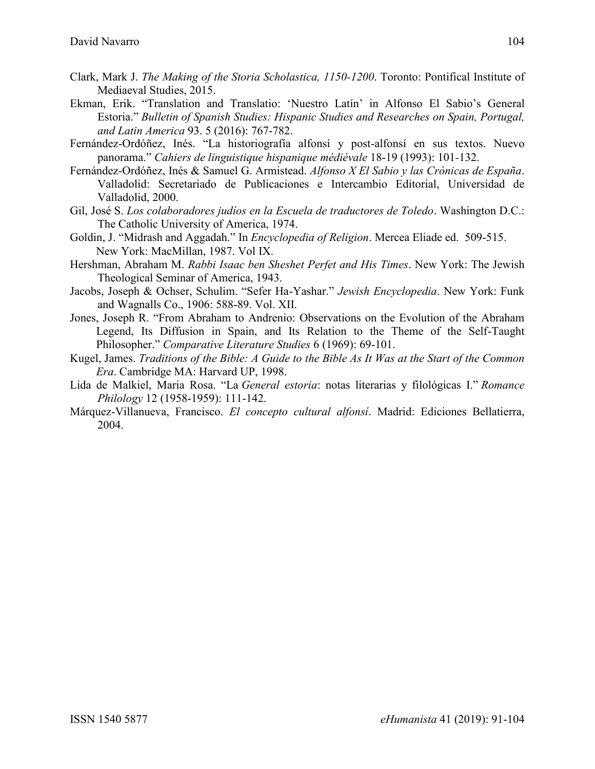Clark, Mark J. *The Making of the Storia Scholastica, 1150-1200*. Toronto: Pontifical Institute of Mediaeval Studies, 2015.

Ekman, Erik. "Translation and Translatio: 'Nuestro Latín' in Alfonso El Sabio's General Estoria." *Bulletin of Spanish Studies: Hispanic Studies and Researches on Spain, Portugal, and Latin America* 93. 5 (2016): 767-782.

Fernández-Ordóñez, Inés. "La historiografía alfonsí y post-alfonsí en sus textos. Nuevo panorama." *Cahiers de linguistique hispanique médiévale* 18-19 (1993): 101-132.

Fernández-Ordóñez, Inés & Samuel G. Armistead. *Alfonso X El Sabio y las Crónicas de España*. Valladolid: Secretariado de Publicaciones e Intercambio Editorial, Universidad de Valladolid, 2000.

Gil, José S. *Los colaboradores judíos en la Escuela de traductores de Toledo*. Washington D.C.: The Catholic University of America, 1974.

Goldin, J. "Midrash and Aggadah." In *Encyclopedia of Religion*. Mercea Eliade ed. 509-515. New York: MacMillan, 1987. Vol IX.

Hershman, Abraham M. *Rabbi Isaac ben Sheshet Perfet and His Times*. New York: The Jewish Theological Seminar of America, 1943.

Jacobs, Joseph & Ochser, Schulim. "Sefer Ha-Yashar." *Jewish Encyclopedia*. New York: Funk and Wagnalls Co., 1906: 588-89. Vol. XII.

Jones, Joseph R. "From Abraham to Andrenio: Observations on the Evolution of the Abraham Legend, Its Diffusion in Spain, and Its Relation to the Theme of the Self-Taught Philosopher." *Comparative Literature Studies* 6 (1969): 69-101.

Kugel, James. *Traditions of the Bible: A Guide to the Bible As It Was at the Start of the Common Era*. Cambridge MA: Harvard UP, 1998.

Lida de Malkiel, Maria Rosa. "La *General estoria*: notas literarias y filológicas I." *Romance Philology* 12 (1958-1959): 111-142.

Márquez-Villanueva, Francisco. *El concepto cultural alfonsí*. Madrid: Ediciones Bellatierra, 2004.